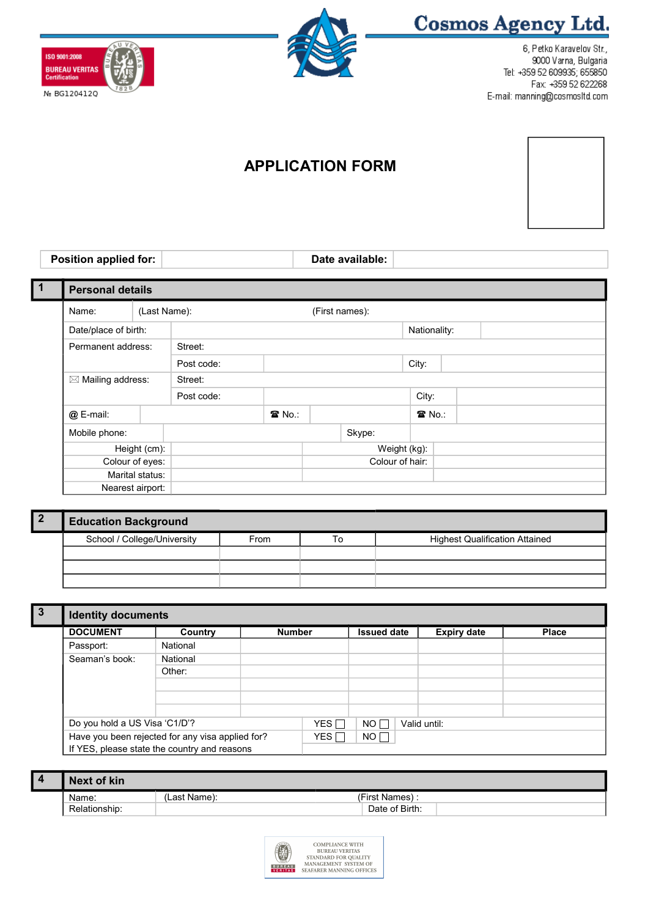ISO 9001:2008
BUREAU VERITAS
Certification
№ BG120412Q

**Cosmos Agency Ltd.**

6, Petko Karavelov Str.,
9000 Varna, Bulgaria
Tel: +359 52 609935; 655850
Fax: +359 52 622268
E-mail: manning@cosmosltd.com

# APPLICATION FORM

| Position applied for: | | Date available: | |
|---|---|---|---|

## 1 Personal details

| | | | | |
|---|---|---|---|---|
| Name: | (Last Name): | | (First names): | |
| Date/place of birth: | | | Nationality: | |
| Permanent address: | Street: | | | |
| | Post code: | | City: | |
| ✉ Mailing address: | Street: | | | |
| | Post code: | | City: | |
| @ E-mail: | | ☎ No.: | | ☎ No.: |
| Mobile phone: | | | Skype: | |
| Height (cm): | | | Weight (kg): | |
| Colour of eyes: | | | Colour of hair: | |
| Marital status: | | | | |
| Nearest airport: | | | | |

## 2 Education Background

| School / College/University | From | To | Highest Qualification Attained |
|---|---|---|---|
| | | | |
| | | | |
| | | | |

## 3 Identity documents

| DOCUMENT | Country | Number | Issued date | Expiry date | Place |
|---|---|---|---|---|---|
| Passport: | National | | | | |
| Seaman's book: | National | | | | |
| | Other: | | | | |
| | | | | | |
| | | | | | |
| | | | | | |

| | | | |
|---|---|---|---|
| Do you hold a US Visa 'C1/D'? | YES ☐ | NO ☐ | Valid until: |
| Have you been rejected for any visa applied for? | YES ☐ | NO ☐ | |
| If YES, please state the country and reasons | | | |

## 4 Next of kin

| | | | |
|---|---|---|---|
| Name: | (Last Name): | (First Names) : | |
| Relationship: | | Date of Birth: | |

COMPLIANCE WITH BUREAU VERITAS STANDARD FOR QUALITY MANAGEMENT SYSTEM OF SEAFARER MANNING OFFICES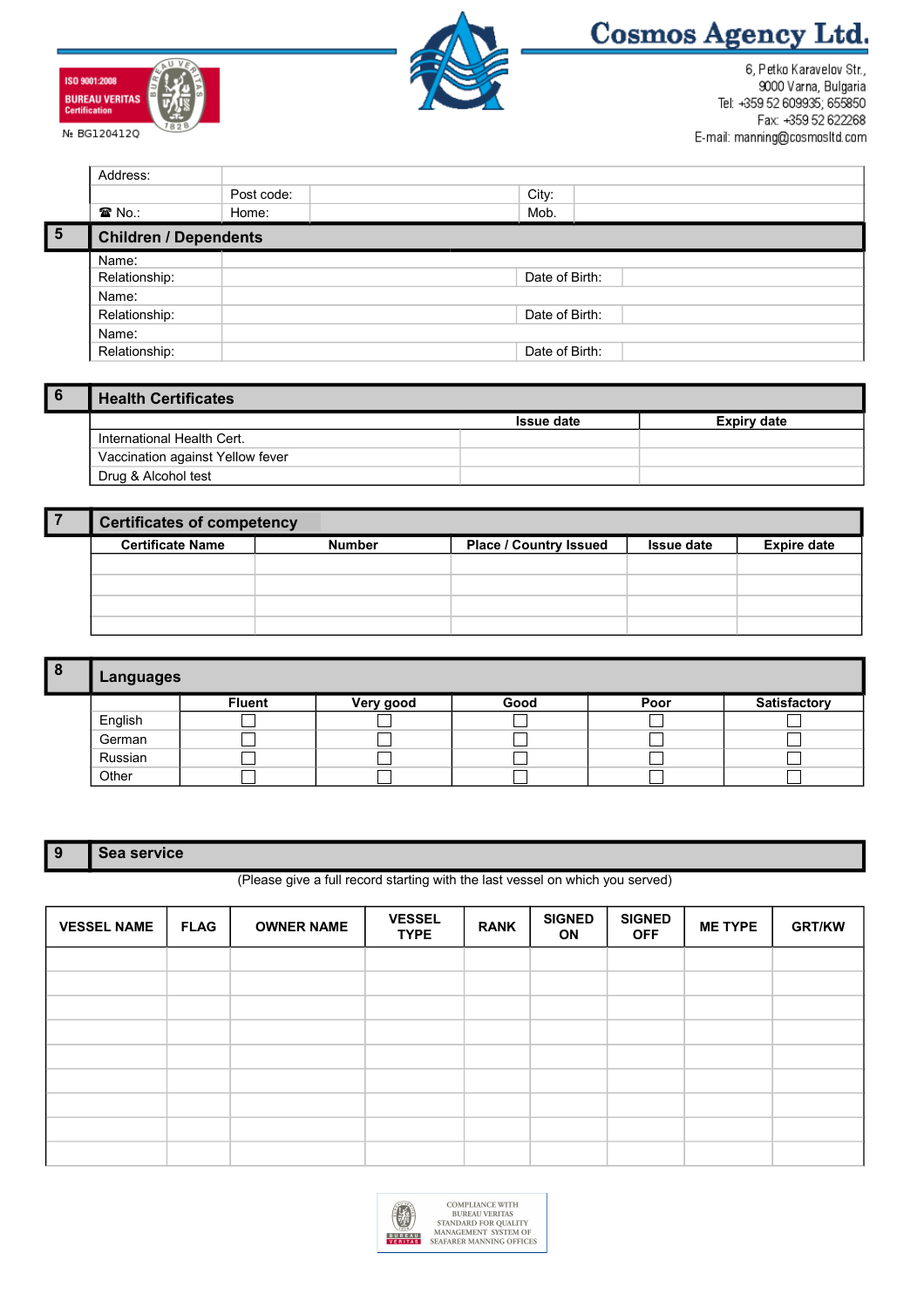**Cosmos Agency Ltd.**

6, Petko Karavelov Str.,
9000 Varna, Bulgaria
Tel: +359 52 609935; 655850
Fax: +359 52 622268
E-mail: manning@cosmosltd.com

ISO 9001:2008
BUREAU VERITAS Certification
№ BG120412Q

| Address: | | | |
|---|---|---|---|
| | Post code: | City: | |
| ☎ No.: | Home: | Mob. | |

## 5 Children / Dependents

| | | | |
|---|---|---|---|
| Name: | | | |
| Relationship: | | Date of Birth: | |
| Name: | | | |
| Relationship: | | Date of Birth: | |
| Name: | | | |
| Relationship: | | Date of Birth: | |

## 6 Health Certificates

| | Issue date | Expiry date |
|---|---|---|
| International Health Cert. | | |
| Vaccination against Yellow fever | | |
| Drug & Alcohol test | | |

## 7 Certificates of competency

| Certificate Name | Number | Place / Country Issued | Issue date | Expire date |
|---|---|---|---|---|
| | | | | |
| | | | | |
| | | | | |
| | | | | |

## 8 Languages

| | Fluent | Very good | Good | Poor | Satisfactory |
|---|---|---|---|---|---|
| English | ☐ | ☐ | ☐ | ☐ | ☐ |
| German | ☐ | ☐ | ☐ | ☐ | ☐ |
| Russian | ☐ | ☐ | ☐ | ☐ | ☐ |
| Other | ☐ | ☐ | ☐ | ☐ | ☐ |

## 9 Sea service

(Please give a full record starting with the last vessel on which you served)

| VESSEL NAME | FLAG | OWNER NAME | VESSEL TYPE | RANK | SIGNED ON | SIGNED OFF | ME TYPE | GRT/KW |
|---|---|---|---|---|---|---|---|---|
| | | | | | | | | |
| | | | | | | | | |
| | | | | | | | | |
| | | | | | | | | |
| | | | | | | | | |
| | | | | | | | | |
| | | | | | | | | |
| | | | | | | | | |
| | | | | | | | | |

COMPLIANCE WITH BUREAU VERITAS STANDARD FOR QUALITY MANAGEMENT SYSTEM OF SEAFARER MANNING OFFICES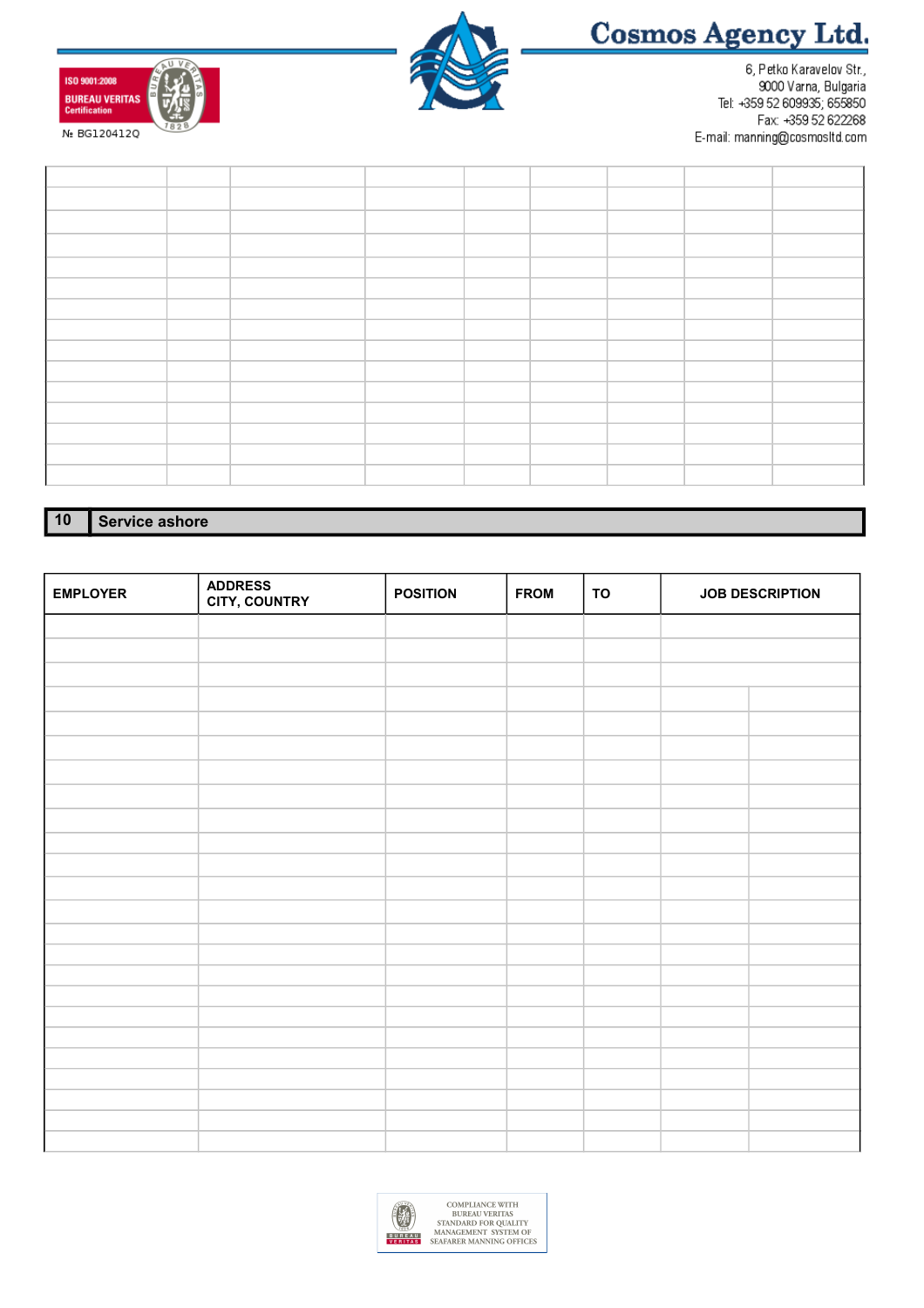**Cosmos Agency Ltd.**

6, Petko Karavelov Str.,
9000 Varna, Bulgaria
Tel: +359 52 609935; 655850
Fax: +359 52 622268
E-mail: manning@cosmosltd.com

ISO 9001:2008
BUREAU VERITAS
Certification
№ BG120412Q

| | | | | | | | | |
|---|---|---|---|---|---|---|---|---|
| | | | | | | | | |
| | | | | | | | | |
| | | | | | | | | |
| | | | | | | | | |
| | | | | | | | | |
| | | | | | | | | |
| | | | | | | | | |
| | | | | | | | | |
| | | | | | | | | |
| | | | | | | | | |
| | | | | | | | | |
| | | | | | | | | |
| | | | | | | | | |
| | | | | | | | | |

## 10 Service ashore

| EMPLOYER | ADDRESS CITY, COUNTRY | POSITION | FROM | TO | JOB DESCRIPTION |
|---|---|---|---|---|---|
| | | | | | |
| | | | | | |
| | | | | | |
| | | | | | |
| | | | | | |
| | | | | | |
| | | | | | |
| | | | | | |
| | | | | | |
| | | | | | |
| | | | | | |
| | | | | | |
| | | | | | |
| | | | | | |
| | | | | | |
| | | | | | |
| | | | | | |
| | | | | | |
| | | | | | |
| | | | | | |
| | | | | | |
| | | | | | |
| | | | | | |
| | | | | | |
| | | | | | |

COMPLIANCE WITH BUREAU VERITAS STANDARD FOR QUALITY MANAGEMENT SYSTEM OF SEAFARER MANNING OFFICES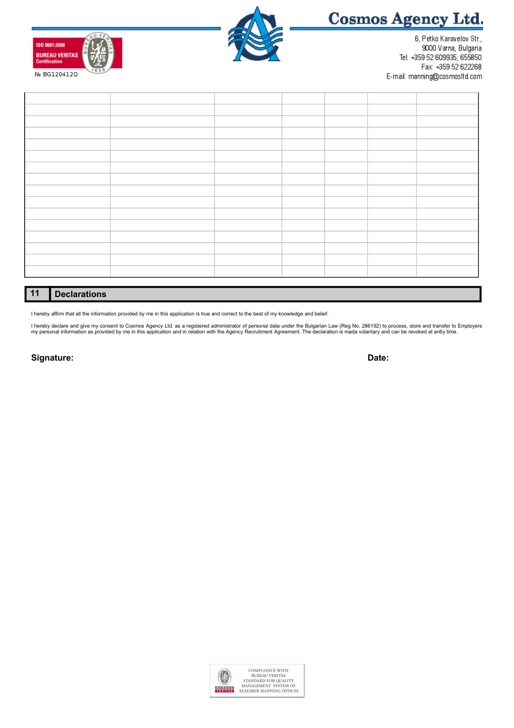Cosmos Agency Ltd.

6, Petko Karavelov Str.,
9000 Varna, Bulgaria
Tel: +359 52 609935; 655850
Fax: +359 52 622268
E-mail: manning@cosmosltd.com

ISO 9001:2008
BUREAU VERITAS
Certification
№ BG120412Q

| | | | | | | |
|---|---|---|---|---|---|---|
| | | | | | | |
| | | | | | | |
| | | | | | | |
| | | | | | | |
| | | | | | | |
| | | | | | | |
| | | | | | | |
| | | | | | | |
| | | | | | | |
| | | | | | | |
| | | | | | | |
| | | | | | | |
| | | | | | | |
| | | | | | | |
| | | | | | | |

## 11 Declarations

I hereby affirm that all the information provided by me in this application is true and correct to the best of my knowledge and belief.

I hereby declare and give my consent to Cosmos Agency Ltd. as a registered administrator of personal data under the Bulgarian Law (Reg No. 286192) to process, store and transfer to Employers my personal information as provided by me in this application and in relation with the Agency Recruitment Agreement. The declaration is mada volantary and can be revoked at an6y time.

**Signature:** **Date:**

COMPLIANCE WITH BUREAU VERITAS STANDARD FOR QUALITY MANAGEMENT SYSTEM OF SEAFARER MANNING OFFICES